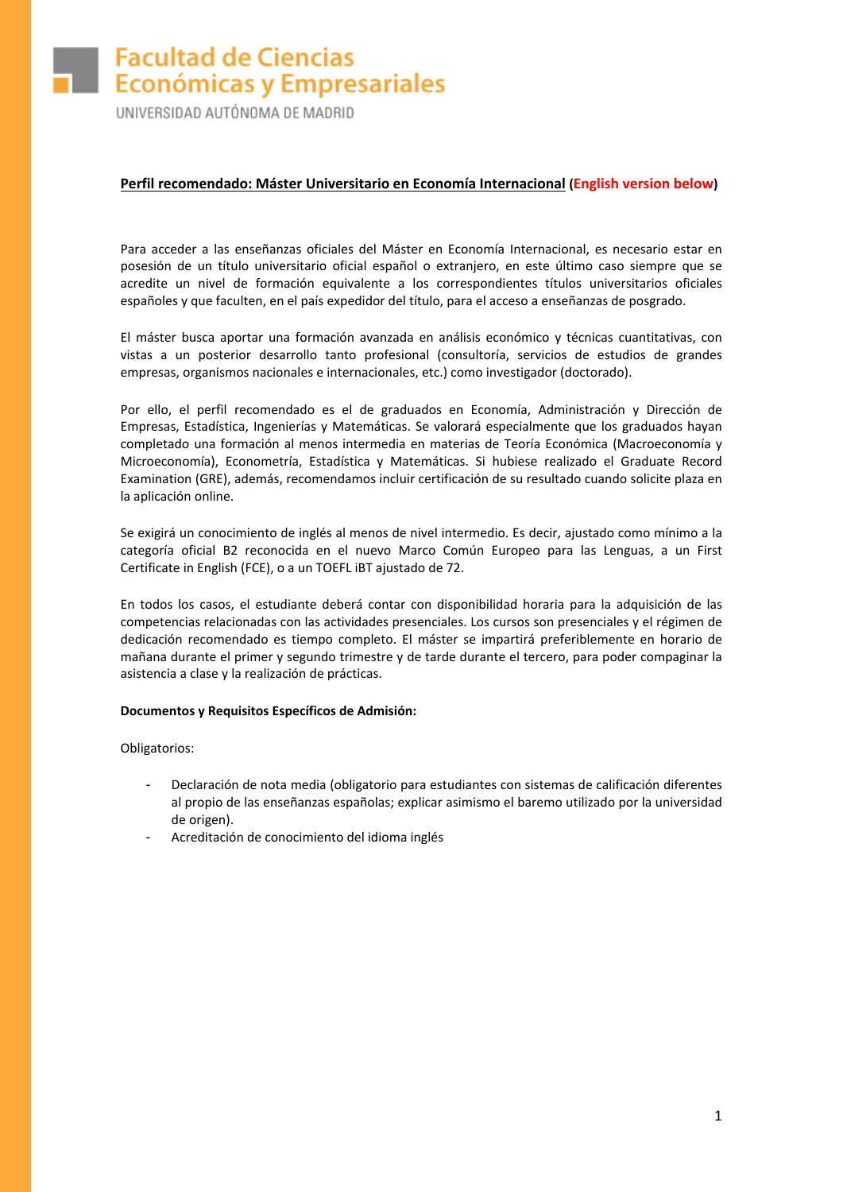Facultad de Ciencias Económicas y Empresariales

UNIVERSIDAD AUTÓNOMA DE MADRID

## Perfil recomendado: Máster Universitario en Economía Internacional (English version below)

Para acceder a las enseñanzas oficiales del Máster en Economía Internacional, es necesario estar en posesión de un título universitario oficial español o extranjero, en este último caso siempre que se acredite un nivel de formación equivalente a los correspondientes títulos universitarios oficiales españoles y que faculten, en el país expedidor del título, para el acceso a enseñanzas de posgrado.

El máster busca aportar una formación avanzada en análisis económico y técnicas cuantitativas, con vistas a un posterior desarrollo tanto profesional (consultoría, servicios de estudios de grandes empresas, organismos nacionales e internacionales, etc.) como investigador (doctorado).

Por ello, el perfil recomendado es el de graduados en Economía, Administración y Dirección de Empresas, Estadística, Ingenierías y Matemáticas. Se valorará especialmente que los graduados hayan completado una formación al menos intermedia en materias de Teoría Económica (Macroeconomía y Microeconomía), Econometría, Estadística y Matemáticas. Si hubiese realizado el Graduate Record Examination (GRE), además, recomendamos incluir certificación de su resultado cuando solicite plaza en la aplicación online.

Se exigirá un conocimiento de inglés al menos de nivel intermedio. Es decir, ajustado como mínimo a la categoría oficial B2 reconocida en el nuevo Marco Común Europeo para las Lenguas, a un First Certificate in English (FCE), o a un TOEFL iBT ajustado de 72.

En todos los casos, el estudiante deberá contar con disponibilidad horaria para la adquisición de las competencias relacionadas con las actividades presenciales. Los cursos son presenciales y el régimen de dedicación recomendado es tiempo completo. El máster se impartirá preferiblemente en horario de mañana durante el primer y segundo trimestre y de tarde durante el tercero, para poder compaginar la asistencia a clase y la realización de prácticas.

**Documentos y Requisitos Específicos de Admisión:**

Obligatorios:

- Declaración de nota media (obligatorio para estudiantes con sistemas de calificación diferentes al propio de las enseñanzas españolas; explicar asimismo el baremo utilizado por la universidad de origen).
- Acreditación de conocimiento del idioma inglés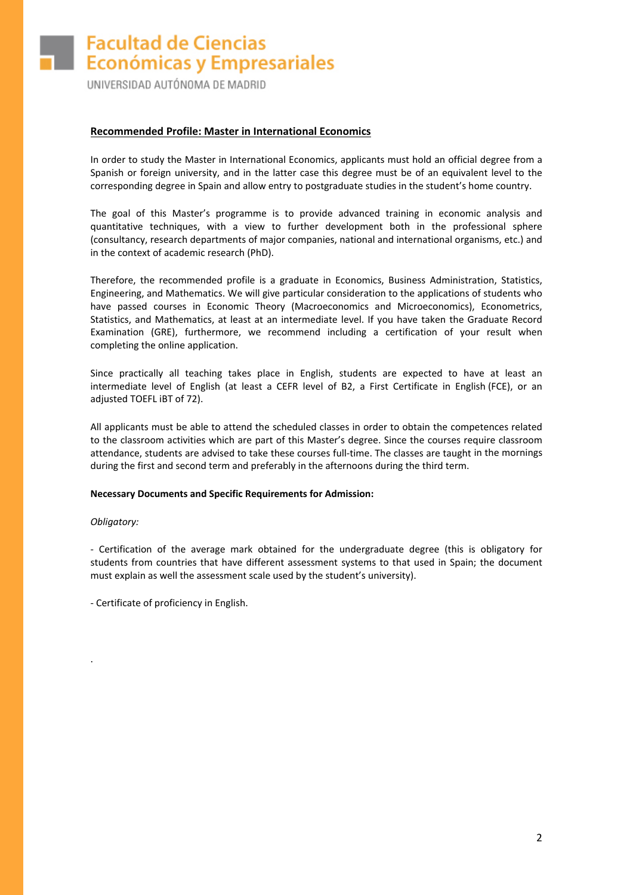Facultad de Ciencias Económicas y Empresariales

UNIVERSIDAD AUTÓNOMA DE MADRID

## Recommended Profile: Master in International Economics

In order to study the Master in International Economics, applicants must hold an official degree from a Spanish or foreign university, and in the latter case this degree must be of an equivalent level to the corresponding degree in Spain and allow entry to postgraduate studies in the student's home country.

The goal of this Master's programme is to provide advanced training in economic analysis and quantitative techniques, with a view to further development both in the professional sphere (consultancy, research departments of major companies, national and international organisms, etc.) and in the context of academic research (PhD).

Therefore, the recommended profile is a graduate in Economics, Business Administration, Statistics, Engineering, and Mathematics. We will give particular consideration to the applications of students who have passed courses in Economic Theory (Macroeconomics and Microeconomics), Econometrics, Statistics, and Mathematics, at least at an intermediate level. If you have taken the Graduate Record Examination (GRE), furthermore, we recommend including a certification of your result when completing the online application.

Since practically all teaching takes place in English, students are expected to have at least an intermediate level of English (at least a CEFR level of B2, a First Certificate in English (FCE), or an adjusted TOEFL iBT of 72).

All applicants must be able to attend the scheduled classes in order to obtain the competences related to the classroom activities which are part of this Master's degree. Since the courses require classroom attendance, students are advised to take these courses full-time. The classes are taught in the mornings during the first and second term and preferably in the afternoons during the third term.

**Necessary Documents and Specific Requirements for Admission:**

*Obligatory:*

- Certification of the average mark obtained for the undergraduate degree (this is obligatory for students from countries that have different assessment systems to that used in Spain; the document must explain as well the assessment scale used by the student's university).

- Certificate of proficiency in English.